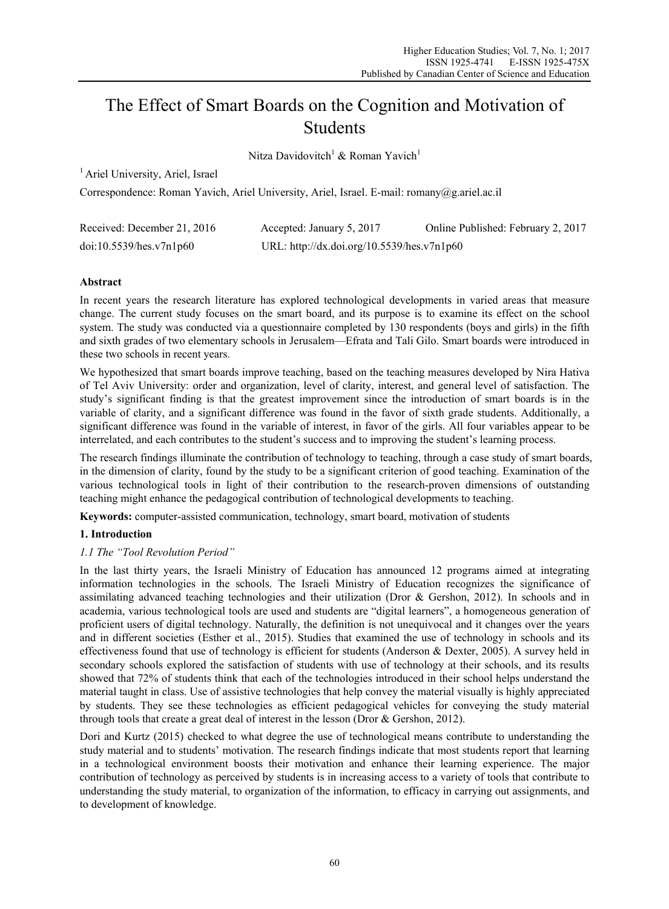# The Effect of Smart Boards on the Cognition and Motivation of Students

Nitza Davidovitch[1] & Roman Yavich[1]

[1] Ariel University, Ariel, Israel

Correspondence: Roman Yavich, Ariel University, Ariel, Israel. E-mail: romany@g.ariel.ac.il

Received: December 21, 2016 Accepted: January 5, 2017 Online Published: February 2, 2017

doi:10.5539/hes.v7n1p60 URL: http://dx.doi.org/10.5539/hes.v7n1p60

## Abstract

In recent years the research literature has explored technological developments in varied areas that measure change. The current study focuses on the smart board, and its purpose is to examine its effect on the school system. The study was conducted via a questionnaire completed by 130 respondents (boys and girls) in the fifth and sixth grades of two elementary schools in Jerusalem—Efrata and Tali Gilo. Smart boards were introduced in these two schools in recent years.

We hypothesized that smart boards improve teaching, based on the teaching measures developed by Nira Hativa of Tel Aviv University: order and organization, level of clarity, interest, and general level of satisfaction. The study's significant finding is that the greatest improvement since the introduction of smart boards is in the variable of clarity, and a significant difference was found in the favor of sixth grade students. Additionally, a significant difference was found in the variable of interest, in favor of the girls. All four variables appear to be interrelated, and each contributes to the student's success and to improving the student's learning process.

The research findings illuminate the contribution of technology to teaching, through a case study of smart boards, in the dimension of clarity, found by the study to be a significant criterion of good teaching. Examination of the various technological tools in light of their contribution to the research-proven dimensions of outstanding teaching might enhance the pedagogical contribution of technological developments to teaching.

**Keywords:** computer-assisted communication, technology, smart board, motivation of students

## 1. Introduction

### *1.1 The "Tool Revolution Period"*

In the last thirty years, the Israeli Ministry of Education has announced 12 programs aimed at integrating information technologies in the schools. The Israeli Ministry of Education recognizes the significance of assimilating advanced teaching technologies and their utilization (Dror & Gershon, 2012). In schools and in academia, various technological tools are used and students are "digital learners", a homogeneous generation of proficient users of digital technology. Naturally, the definition is not unequivocal and it changes over the years and in different societies (Esther et al., 2015). Studies that examined the use of technology in schools and its effectiveness found that use of technology is efficient for students (Anderson & Dexter, 2005). A survey held in secondary schools explored the satisfaction of students with use of technology at their schools, and its results showed that 72% of students think that each of the technologies introduced in their school helps understand the material taught in class. Use of assistive technologies that help convey the material visually is highly appreciated by students. They see these technologies as efficient pedagogical vehicles for conveying the study material through tools that create a great deal of interest in the lesson (Dror & Gershon, 2012).

Dori and Kurtz (2015) checked to what degree the use of technological means contribute to understanding the study material and to students' motivation. The research findings indicate that most students report that learning in a technological environment boosts their motivation and enhance their learning experience. The major contribution of technology as perceived by students is in increasing access to a variety of tools that contribute to understanding the study material, to organization of the information, to efficacy in carrying out assignments, and to development of knowledge.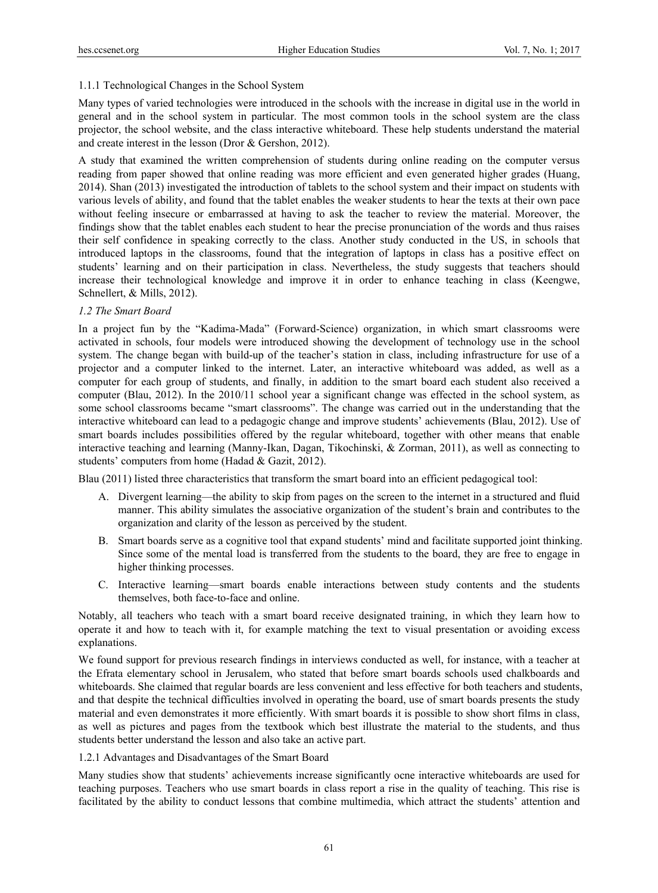#### 1.1.1 Technological Changes in the School System

Many types of varied technologies were introduced in the schools with the increase in digital use in the world in general and in the school system in particular. The most common tools in the school system are the class projector, the school website, and the class interactive whiteboard. These help students understand the material and create interest in the lesson (Dror & Gershon, 2012).

A study that examined the written comprehension of students during online reading on the computer versus reading from paper showed that online reading was more efficient and even generated higher grades (Huang, 2014). Shan (2013) investigated the introduction of tablets to the school system and their impact on students with various levels of ability, and found that the tablet enables the weaker students to hear the texts at their own pace without feeling insecure or embarrassed at having to ask the teacher to review the material. Moreover, the findings show that the tablet enables each student to hear the precise pronunciation of the words and thus raises their self confidence in speaking correctly to the class. Another study conducted in the US, in schools that introduced laptops in the classrooms, found that the integration of laptops in class has a positive effect on students' learning and on their participation in class. Nevertheless, the study suggests that teachers should increase their technological knowledge and improve it in order to enhance teaching in class (Keengwe, Schnellert, & Mills, 2012).

### *1.2 The Smart Board*

In a project fun by the "Kadima-Mada" (Forward-Science) organization, in which smart classrooms were activated in schools, four models were introduced showing the development of technology use in the school system. The change began with build-up of the teacher's station in class, including infrastructure for use of a projector and a computer linked to the internet. Later, an interactive whiteboard was added, as well as a computer for each group of students, and finally, in addition to the smart board each student also received a computer (Blau, 2012). In the 2010/11 school year a significant change was effected in the school system, as some school classrooms became "smart classrooms". The change was carried out in the understanding that the interactive whiteboard can lead to a pedagogic change and improve students' achievements (Blau, 2012). Use of smart boards includes possibilities offered by the regular whiteboard, together with other means that enable interactive teaching and learning (Manny-Ikan, Dagan, Tikochinski, & Zorman, 2011), as well as connecting to students' computers from home (Hadad & Gazit, 2012).

Blau (2011) listed three characteristics that transform the smart board into an efficient pedagogical tool:

A. Divergent learning—the ability to skip from pages on the screen to the internet in a structured and fluid manner. This ability simulates the associative organization of the student's brain and contributes to the organization and clarity of the lesson as perceived by the student.

B. Smart boards serve as a cognitive tool that expand students' mind and facilitate supported joint thinking. Since some of the mental load is transferred from the students to the board, they are free to engage in higher thinking processes.

C. Interactive learning—smart boards enable interactions between study contents and the students themselves, both face-to-face and online.

Notably, all teachers who teach with a smart board receive designated training, in which they learn how to operate it and how to teach with it, for example matching the text to visual presentation or avoiding excess explanations.

We found support for previous research findings in interviews conducted as well, for instance, with a teacher at the Efrata elementary school in Jerusalem, who stated that before smart boards schools used chalkboards and whiteboards. She claimed that regular boards are less convenient and less effective for both teachers and students, and that despite the technical difficulties involved in operating the board, use of smart boards presents the study material and even demonstrates it more efficiently. With smart boards it is possible to show short films in class, as well as pictures and pages from the textbook which best illustrate the material to the students, and thus students better understand the lesson and also take an active part.

#### 1.2.1 Advantages and Disadvantages of the Smart Board

Many studies show that students' achievements increase significantly ocne interactive whiteboards are used for teaching purposes. Teachers who use smart boards in class report a rise in the quality of teaching. This rise is facilitated by the ability to conduct lessons that combine multimedia, which attract the students' attention and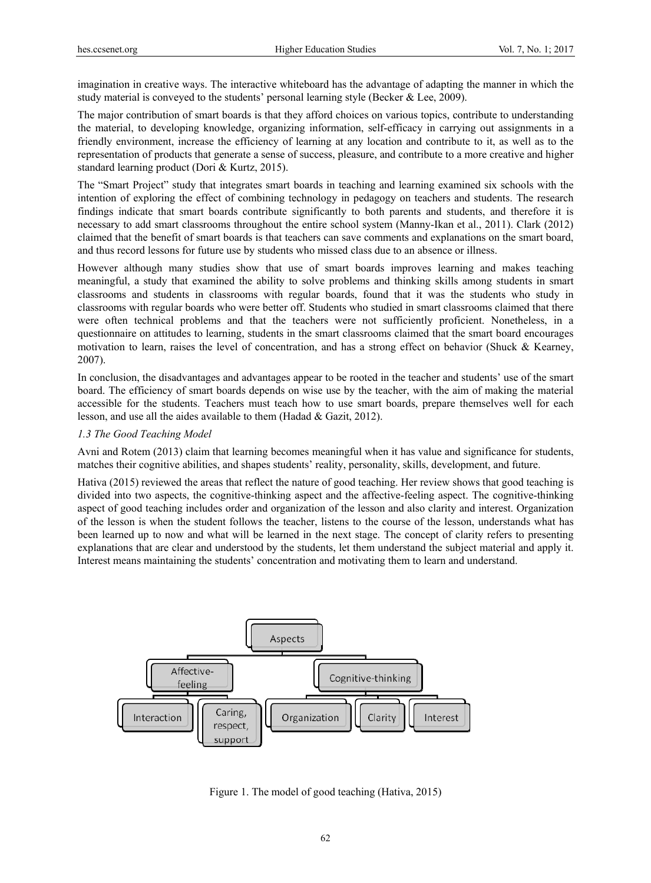imagination in creative ways. The interactive whiteboard has the advantage of adapting the manner in which the study material is conveyed to the students' personal learning style (Becker & Lee, 2009).

The major contribution of smart boards is that they afford choices on various topics, contribute to understanding the material, to developing knowledge, organizing information, self-efficacy in carrying out assignments in a friendly environment, increase the efficiency of learning at any location and contribute to it, as well as to the representation of products that generate a sense of success, pleasure, and contribute to a more creative and higher standard learning product (Dori & Kurtz, 2015).

The "Smart Project" study that integrates smart boards in teaching and learning examined six schools with the intention of exploring the effect of combining technology in pedagogy on teachers and students. The research findings indicate that smart boards contribute significantly to both parents and students, and therefore it is necessary to add smart classrooms throughout the entire school system (Manny-Ikan et al., 2011). Clark (2012) claimed that the benefit of smart boards is that teachers can save comments and explanations on the smart board, and thus record lessons for future use by students who missed class due to an absence or illness.

However although many studies show that use of smart boards improves learning and makes teaching meaningful, a study that examined the ability to solve problems and thinking skills among students in smart classrooms and students in classrooms with regular boards, found that it was the students who study in classrooms with regular boards who were better off. Students who studied in smart classrooms claimed that there were often technical problems and that the teachers were not sufficiently proficient. Nonetheless, in a questionnaire on attitudes to learning, students in the smart classrooms claimed that the smart board encourages motivation to learn, raises the level of concentration, and has a strong effect on behavior (Shuck & Kearney, 2007).

In conclusion, the disadvantages and advantages appear to be rooted in the teacher and students' use of the smart board. The efficiency of smart boards depends on wise use by the teacher, with the aim of making the material accessible for the students. Teachers must teach how to use smart boards, prepare themselves well for each lesson, and use all the aides available to them (Hadad & Gazit, 2012).

### *1.3 The Good Teaching Model*

Avni and Rotem (2013) claim that learning becomes meaningful when it has value and significance for students, matches their cognitive abilities, and shapes students' reality, personality, skills, development, and future.

Hativa (2015) reviewed the areas that reflect the nature of good teaching. Her review shows that good teaching is divided into two aspects, the cognitive-thinking aspect and the affective-feeling aspect. The cognitive-thinking aspect of good teaching includes order and organization of the lesson and also clarity and interest. Organization of the lesson is when the student follows the teacher, listens to the course of the lesson, understands what has been learned up to now and what will be learned in the next stage. The concept of clarity refers to presenting explanations that are clear and understood by the students, let them understand the subject material and apply it. Interest means maintaining the students' concentration and motivating them to learn and understand.

- Aspects
  - Affective-feeling
    - Interaction
    - Caring, respect, support
  - Cognitive-thinking
    - Organization
    - Clarity
    - Interest

Figure 1. The model of good teaching (Hativa, 2015)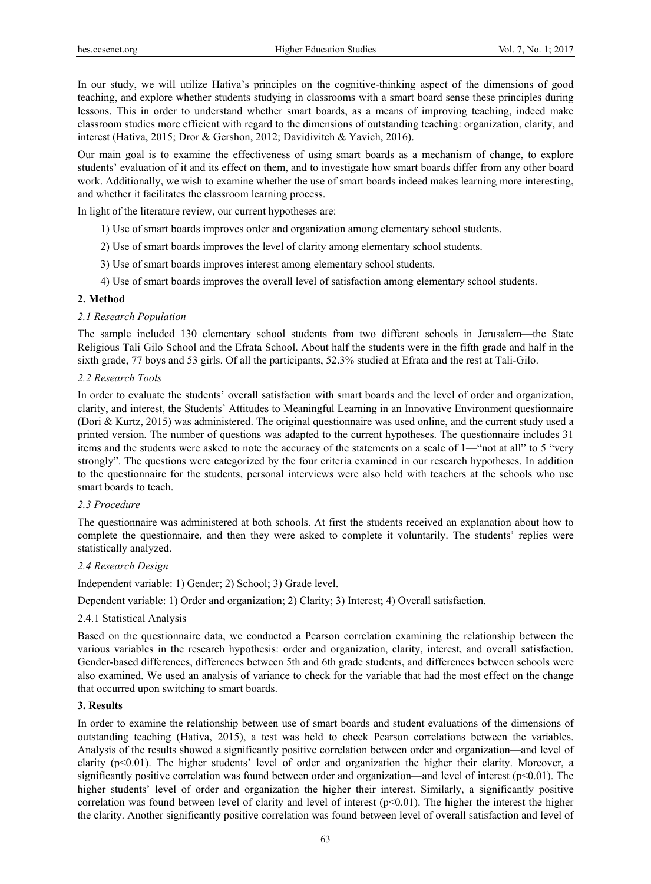In our study, we will utilize Hativa's principles on the cognitive-thinking aspect of the dimensions of good teaching, and explore whether students studying in classrooms with a smart board sense these principles during lessons. This in order to understand whether smart boards, as a means of improving teaching, indeed make classroom studies more efficient with regard to the dimensions of outstanding teaching: organization, clarity, and interest (Hativa, 2015; Dror & Gershon, 2012; Davidivitch & Yavich, 2016).

Our main goal is to examine the effectiveness of using smart boards as a mechanism of change, to explore students' evaluation of it and its effect on them, and to investigate how smart boards differ from any other board work. Additionally, we wish to examine whether the use of smart boards indeed makes learning more interesting, and whether it facilitates the classroom learning process.

In light of the literature review, our current hypotheses are:

1) Use of smart boards improves order and organization among elementary school students.

2) Use of smart boards improves the level of clarity among elementary school students.

3) Use of smart boards improves interest among elementary school students.

4) Use of smart boards improves the overall level of satisfaction among elementary school students.

## 2. Method

### *2.1 Research Population*

The sample included 130 elementary school students from two different schools in Jerusalem—the State Religious Tali Gilo School and the Efrata School. About half the students were in the fifth grade and half in the sixth grade, 77 boys and 53 girls. Of all the participants, 52.3% studied at Efrata and the rest at Tali-Gilo.

### *2.2 Research Tools*

In order to evaluate the students' overall satisfaction with smart boards and the level of order and organization, clarity, and interest, the Students' Attitudes to Meaningful Learning in an Innovative Environment questionnaire (Dori & Kurtz, 2015) was administered. The original questionnaire was used online, and the current study used a printed version. The number of questions was adapted to the current hypotheses. The questionnaire includes 31 items and the students were asked to note the accuracy of the statements on a scale of 1—"not at all" to 5 "very strongly". The questions were categorized by the four criteria examined in our research hypotheses. In addition to the questionnaire for the students, personal interviews were also held with teachers at the schools who use smart boards to teach.

### *2.3 Procedure*

The questionnaire was administered at both schools. At first the students received an explanation about how to complete the questionnaire, and then they were asked to complete it voluntarily. The students' replies were statistically analyzed.

### *2.4 Research Design*

Independent variable: 1) Gender; 2) School; 3) Grade level.

Dependent variable: 1) Order and organization; 2) Clarity; 3) Interest; 4) Overall satisfaction.

#### 2.4.1 Statistical Analysis

Based on the questionnaire data, we conducted a Pearson correlation examining the relationship between the various variables in the research hypothesis: order and organization, clarity, interest, and overall satisfaction. Gender-based differences, differences between 5th and 6th grade students, and differences between schools were also examined. We used an analysis of variance to check for the variable that had the most effect on the change that occurred upon switching to smart boards.

## 3. Results

In order to examine the relationship between use of smart boards and student evaluations of the dimensions of outstanding teaching (Hativa, 2015), a test was held to check Pearson correlations between the variables. Analysis of the results showed a significantly positive correlation between order and organization—and level of clarity ($p<0.01$). The higher students' level of order and organization the higher their clarity. Moreover, a significantly positive correlation was found between order and organization—and level of interest ($p<0.01$). The higher students' level of order and organization the higher their interest. Similarly, a significantly positive correlation was found between level of clarity and level of interest ($p<0.01$). The higher the interest the higher the clarity. Another significantly positive correlation was found between level of overall satisfaction and level of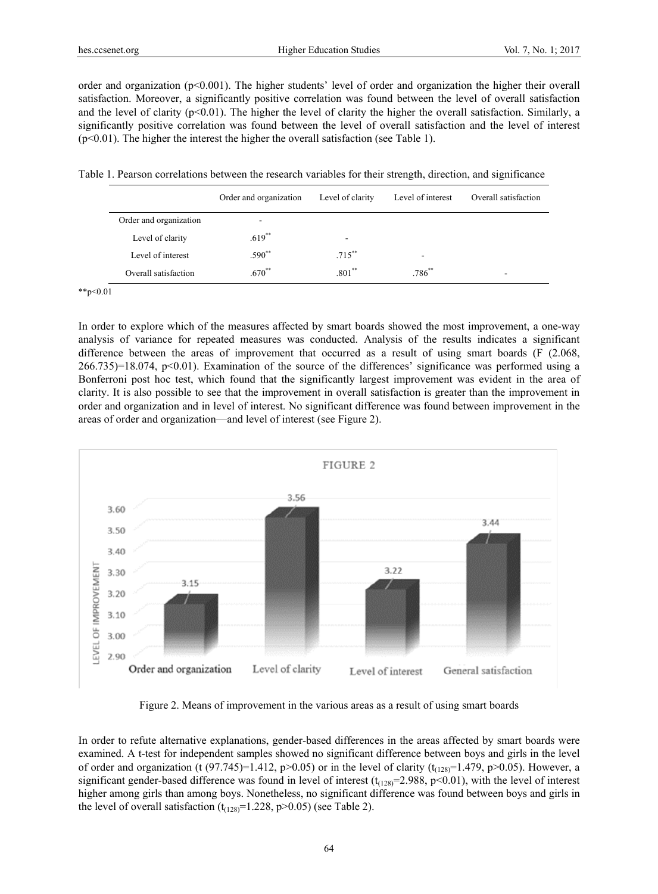order and organization ($p<0.001$). The higher students' level of order and organization the higher their overall satisfaction. Moreover, a significantly positive correlation was found between the level of overall satisfaction and the level of clarity ($p<0.01$). The higher the level of clarity the higher the overall satisfaction. Similarly, a significantly positive correlation was found between the level of overall satisfaction and the level of interest ($p<0.01$). The higher the interest the higher the overall satisfaction (see Table 1).

Table 1. Pearson correlations between the research variables for their strength, direction, and significance

| | Order and organization | Level of clarity | Level of interest | Overall satisfaction |
|---|---|---|---|---|
| Order and organization | - | | | |
| Level of clarity | .619** | - | | |
| Level of interest | .590** | .715** | - | |
| Overall satisfaction | .670** | .801** | .786** | - |

**p<0.01

In order to explore which of the measures affected by smart boards showed the most improvement, a one-way analysis of variance for repeated measures was conducted. Analysis of the results indicates a significant difference between the areas of improvement that occurred as a result of using smart boards ($F$ (2.068, 266.735)=18.074, $p<0.01$). Examination of the source of the differences' significance was performed using a Bonferroni post hoc test, which found that the significantly largest improvement was evident in the area of clarity. It is also possible to see that the improvement in overall satisfaction is greater than the improvement in order and organization and in level of interest. No significant difference was found between improvement in the areas of order and organization—and level of interest (see Figure 2).

Figure 2. Means of improvement in the various areas as a result of using smart boards

In order to refute alternative explanations, gender-based differences in the areas affected by smart boards were examined. A t-test for independent samples showed no significant difference between boys and girls in the level of order and organization ($t$ (97.745)=1.412, $p>0.05$) or in the level of clarity ($t_{(128)}=1.479$, $p>0.05$). However, a significant gender-based difference was found in level of interest ($t_{(128)}=2.988$, $p<0.01$), with the level of interest higher among girls than among boys. Nonetheless, no significant difference was found between boys and girls in the level of overall satisfaction ($t_{(128)}=1.228$, $p>0.05$) (see Table 2).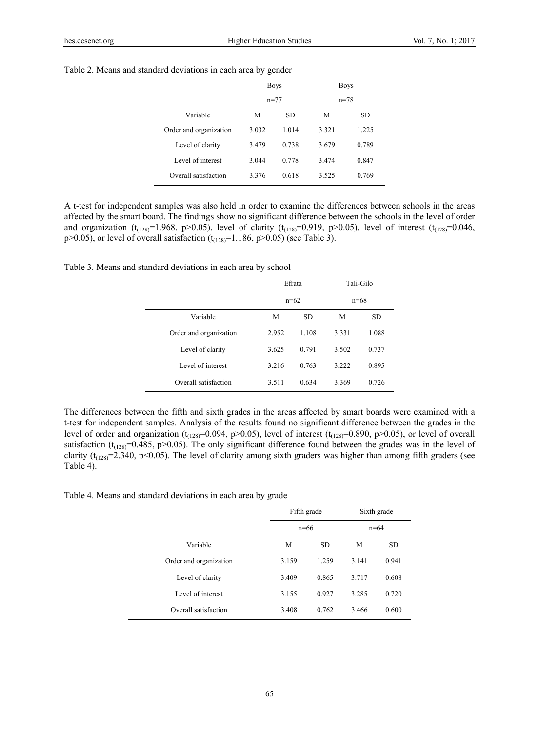Table 2. Means and standard deviations in each area by gender

| | Boys | | Boys | |
|---|---|---|---|---|
| | n=77 | | n=78 | |
| Variable | M | SD | M | SD |
| Order and organization | 3.032 | 1.014 | 3.321 | 1.225 |
| Level of clarity | 3.479 | 0.738 | 3.679 | 0.789 |
| Level of interest | 3.044 | 0.778 | 3.474 | 0.847 |
| Overall satisfaction | 3.376 | 0.618 | 3.525 | 0.769 |

A t-test for independent samples was also held in order to examine the differences between schools in the areas affected by the smart board. The findings show no significant difference between the schools in the level of order and organization ($t_{(128)}$=1.968, $p>0.05$), level of clarity ($t_{(128)}$=0.919, $p>0.05$), level of interest ($t_{(128)}$=0.046, $p>0.05$), or level of overall satisfaction ($t_{(128)}$=1.186, $p>0.05$) (see Table 3).

Table 3. Means and standard deviations in each area by school

| | Efrata | | Tali-Gilo | |
|---|---|---|---|---|
| | n=62 | | n=68 | |
| Variable | M | SD | M | SD |
| Order and organization | 2.952 | 1.108 | 3.331 | 1.088 |
| Level of clarity | 3.625 | 0.791 | 3.502 | 0.737 |
| Level of interest | 3.216 | 0.763 | 3.222 | 0.895 |
| Overall satisfaction | 3.511 | 0.634 | 3.369 | 0.726 |

The differences between the fifth and sixth grades in the areas affected by smart boards were examined with a t-test for independent samples. Analysis of the results found no significant difference between the grades in the level of order and organization ($t_{(128)}$=0.094, $p>0.05$), level of interest ($t_{(128)}$=0.890, $p>0.05$), or level of overall satisfaction ($t_{(128)}$=0.485, $p>0.05$). The only significant difference found between the grades was in the level of clarity ($t_{(128)}$=2.340, $p<0.05$). The level of clarity among sixth graders was higher than among fifth graders (see Table 4).

Table 4. Means and standard deviations in each area by grade

| | Fifth grade | | Sixth grade | |
|---|---|---|---|---|
| | n=66 | | n=64 | |
| Variable | M | SD | M | SD |
| Order and organization | 3.159 | 1.259 | 3.141 | 0.941 |
| Level of clarity | 3.409 | 0.865 | 3.717 | 0.608 |
| Level of interest | 3.155 | 0.927 | 3.285 | 0.720 |
| Overall satisfaction | 3.408 | 0.762 | 3.466 | 0.600 |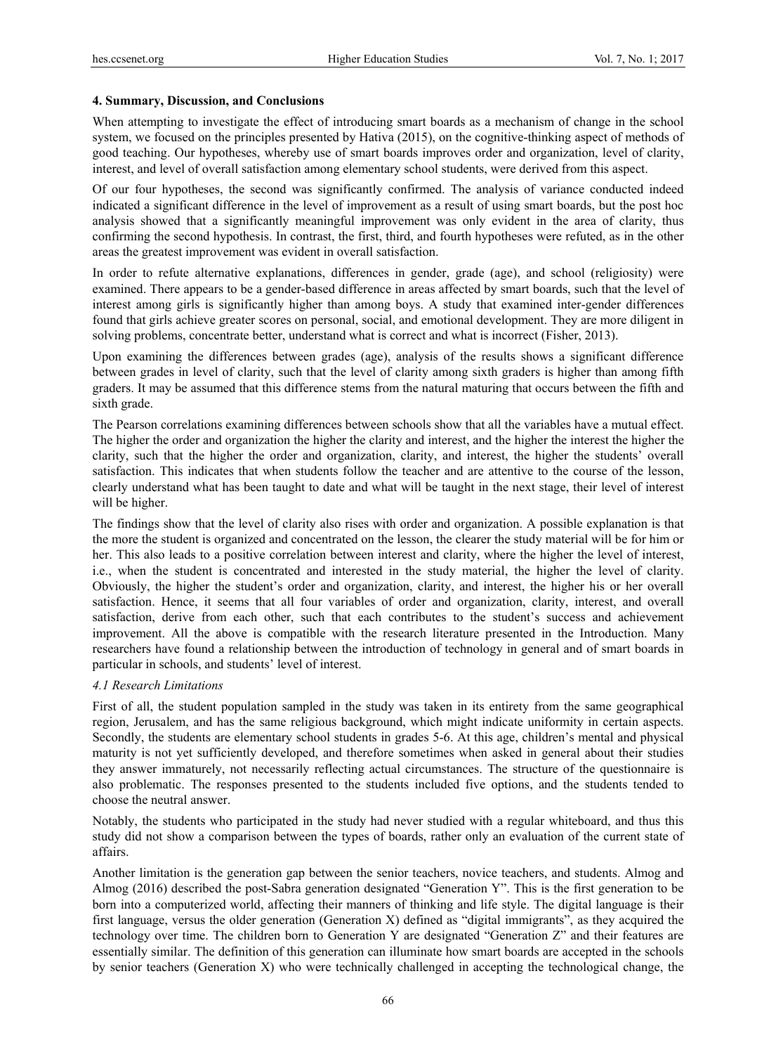## 4. Summary, Discussion, and Conclusions

When attempting to investigate the effect of introducing smart boards as a mechanism of change in the school system, we focused on the principles presented by Hativa (2015), on the cognitive-thinking aspect of methods of good teaching. Our hypotheses, whereby use of smart boards improves order and organization, level of clarity, interest, and level of overall satisfaction among elementary school students, were derived from this aspect.

Of our four hypotheses, the second was significantly confirmed. The analysis of variance conducted indeed indicated a significant difference in the level of improvement as a result of using smart boards, but the post hoc analysis showed that a significantly meaningful improvement was only evident in the area of clarity, thus confirming the second hypothesis. In contrast, the first, third, and fourth hypotheses were refuted, as in the other areas the greatest improvement was evident in overall satisfaction.

In order to refute alternative explanations, differences in gender, grade (age), and school (religiosity) were examined. There appears to be a gender-based difference in areas affected by smart boards, such that the level of interest among girls is significantly higher than among boys. A study that examined inter-gender differences found that girls achieve greater scores on personal, social, and emotional development. They are more diligent in solving problems, concentrate better, understand what is correct and what is incorrect (Fisher, 2013).

Upon examining the differences between grades (age), analysis of the results shows a significant difference between grades in level of clarity, such that the level of clarity among sixth graders is higher than among fifth graders. It may be assumed that this difference stems from the natural maturing that occurs between the fifth and sixth grade.

The Pearson correlations examining differences between schools show that all the variables have a mutual effect. The higher the order and organization the higher the clarity and interest, and the higher the interest the higher the clarity, such that the higher the order and organization, clarity, and interest, the higher the students' overall satisfaction. This indicates that when students follow the teacher and are attentive to the course of the lesson, clearly understand what has been taught to date and what will be taught in the next stage, their level of interest will be higher.

The findings show that the level of clarity also rises with order and organization. A possible explanation is that the more the student is organized and concentrated on the lesson, the clearer the study material will be for him or her. This also leads to a positive correlation between interest and clarity, where the higher the level of interest, i.e., when the student is concentrated and interested in the study material, the higher the level of clarity. Obviously, the higher the student's order and organization, clarity, and interest, the higher his or her overall satisfaction. Hence, it seems that all four variables of order and organization, clarity, interest, and overall satisfaction, derive from each other, such that each contributes to the student's success and achievement improvement. All the above is compatible with the research literature presented in the Introduction. Many researchers have found a relationship between the introduction of technology in general and of smart boards in particular in schools, and students' level of interest.

### *4.1 Research Limitations*

First of all, the student population sampled in the study was taken in its entirety from the same geographical region, Jerusalem, and has the same religious background, which might indicate uniformity in certain aspects. Secondly, the students are elementary school students in grades 5-6. At this age, children's mental and physical maturity is not yet sufficiently developed, and therefore sometimes when asked in general about their studies they answer immaturely, not necessarily reflecting actual circumstances. The structure of the questionnaire is also problematic. The responses presented to the students included five options, and the students tended to choose the neutral answer.

Notably, the students who participated in the study had never studied with a regular whiteboard, and thus this study did not show a comparison between the types of boards, rather only an evaluation of the current state of affairs.

Another limitation is the generation gap between the senior teachers, novice teachers, and students. Almog and Almog (2016) described the post-Sabra generation designated "Generation Y". This is the first generation to be born into a computerized world, affecting their manners of thinking and life style. The digital language is their first language, versus the older generation (Generation X) defined as "digital immigrants", as they acquired the technology over time. The children born to Generation Y are designated "Generation Z" and their features are essentially similar. The definition of this generation can illuminate how smart boards are accepted in the schools by senior teachers (Generation X) who were technically challenged in accepting the technological change, the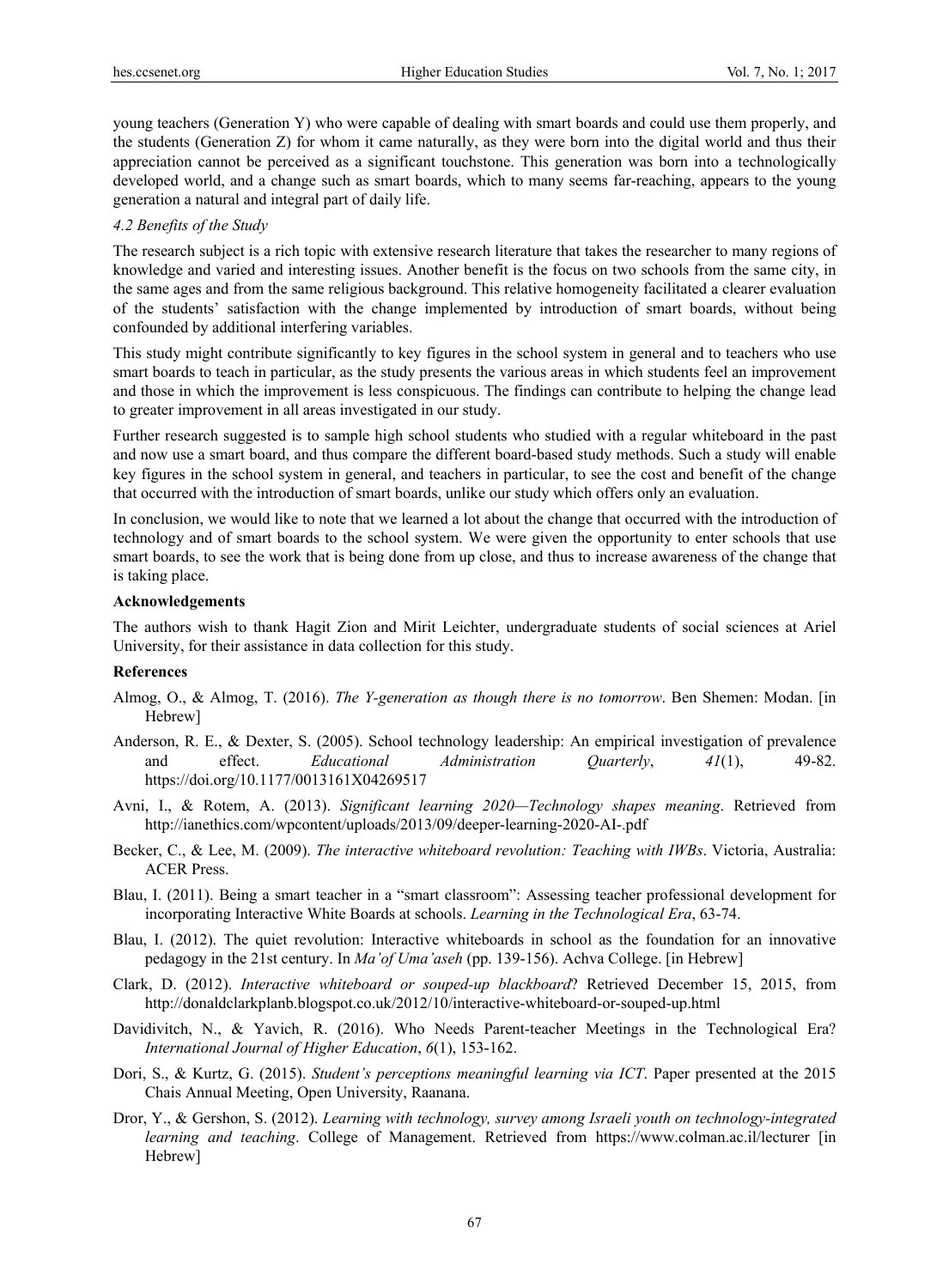young teachers (Generation Y) who were capable of dealing with smart boards and could use them properly, and the students (Generation Z) for whom it came naturally, as they were born into the digital world and thus their appreciation cannot be perceived as a significant touchstone. This generation was born into a technologically developed world, and a change such as smart boards, which to many seems far-reaching, appears to the young generation a natural and integral part of daily life.

### *4.2 Benefits of the Study*

The research subject is a rich topic with extensive research literature that takes the researcher to many regions of knowledge and varied and interesting issues. Another benefit is the focus on two schools from the same city, in the same ages and from the same religious background. This relative homogeneity facilitated a clearer evaluation of the students' satisfaction with the change implemented by introduction of smart boards, without being confounded by additional interfering variables.

This study might contribute significantly to key figures in the school system in general and to teachers who use smart boards to teach in particular, as the study presents the various areas in which students feel an improvement and those in which the improvement is less conspicuous. The findings can contribute to helping the change lead to greater improvement in all areas investigated in our study.

Further research suggested is to sample high school students who studied with a regular whiteboard in the past and now use a smart board, and thus compare the different board-based study methods. Such a study will enable key figures in the school system in general, and teachers in particular, to see the cost and benefit of the change that occurred with the introduction of smart boards, unlike our study which offers only an evaluation.

In conclusion, we would like to note that we learned a lot about the change that occurred with the introduction of technology and of smart boards to the school system. We were given the opportunity to enter schools that use smart boards, to see the work that is being done from up close, and thus to increase awareness of the change that is taking place.

## Acknowledgements

The authors wish to thank Hagit Zion and Mirit Leichter, undergraduate students of social sciences at Ariel University, for their assistance in data collection for this study.

## References

Almog, O., & Almog, T. (2016). *The Y-generation as though there is no tomorrow*. Ben Shemen: Modan. [in Hebrew]

Anderson, R. E., & Dexter, S. (2005). School technology leadership: An empirical investigation of prevalence and effect. *Educational Administration Quarterly*, *41*(1), 49-82. https://doi.org/10.1177/0013161X04269517

Avni, I., & Rotem, A. (2013). *Significant learning 2020—Technology shapes meaning*. Retrieved from http://ianethics.com/wpcontent/uploads/2013/09/deeper-learning-2020-AI-.pdf

Becker, C., & Lee, M. (2009). *The interactive whiteboard revolution: Teaching with IWBs*. Victoria, Australia: ACER Press.

Blau, I. (2011). Being a smart teacher in a "smart classroom": Assessing teacher professional development for incorporating Interactive White Boards at schools. *Learning in the Technological Era*, 63-74.

Blau, I. (2012). The quiet revolution: Interactive whiteboards in school as the foundation for an innovative pedagogy in the 21st century. In *Ma'of Uma'aseh* (pp. 139-156). Achva College. [in Hebrew]

Clark, D. (2012). *Interactive whiteboard or souped-up blackboard*? Retrieved December 15, 2015, from http://donaldclarkplanb.blogspot.co.uk/2012/10/interactive-whiteboard-or-souped-up.html

Davidivitch, N., & Yavich, R. (2016). Who Needs Parent-teacher Meetings in the Technological Era? *International Journal of Higher Education*, *6*(1), 153-162.

Dori, S., & Kurtz, G. (2015). *Student's perceptions meaningful learning via ICT*. Paper presented at the 2015 Chais Annual Meeting, Open University, Raanana.

Dror, Y., & Gershon, S. (2012). *Learning with technology, survey among Israeli youth on technology-integrated learning and teaching*. College of Management. Retrieved from https://www.colman.ac.il/lecturer [in Hebrew]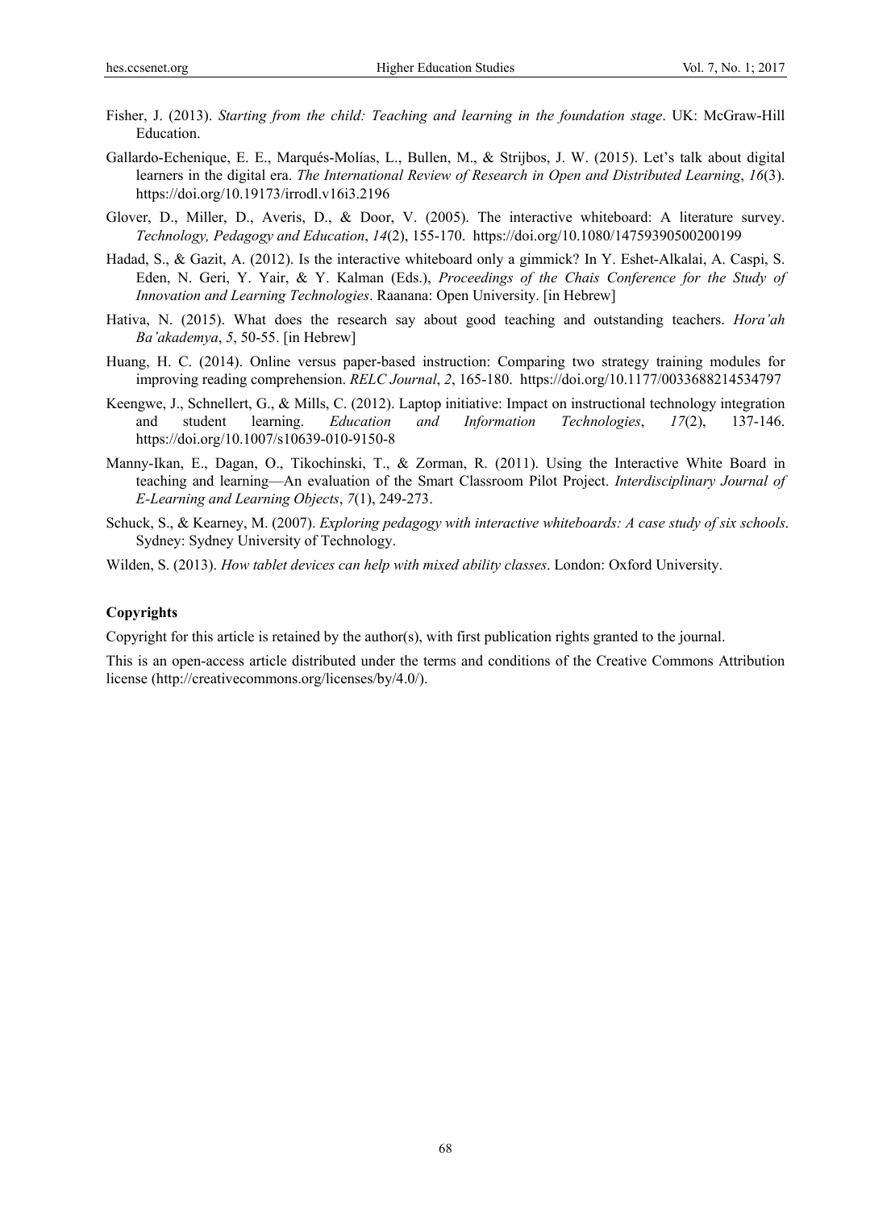Fisher, J. (2013). *Starting from the child: Teaching and learning in the foundation stage*. UK: McGraw-Hill Education.

Gallardo-Echenique, E. E., Marqués-Molías, L., Bullen, M., & Strijbos, J. W. (2015). Let's talk about digital learners in the digital era. *The International Review of Research in Open and Distributed Learning*, *16*(3). https://doi.org/10.19173/irrodl.v16i3.2196

Glover, D., Miller, D., Averis, D., & Door, V. (2005). The interactive whiteboard: A literature survey. *Technology, Pedagogy and Education*, *14*(2), 155-170. https://doi.org/10.1080/14759390500200199

Hadad, S., & Gazit, A. (2012). Is the interactive whiteboard only a gimmick? In Y. Eshet-Alkalai, A. Caspi, S. Eden, N. Geri, Y. Yair, & Y. Kalman (Eds.), *Proceedings of the Chais Conference for the Study of Innovation and Learning Technologies*. Raanana: Open University. [in Hebrew]

Hativa, N. (2015). What does the research say about good teaching and outstanding teachers. *Hora'ah Ba'akademya*, *5*, 50-55. [in Hebrew]

Huang, H. C. (2014). Online versus paper-based instruction: Comparing two strategy training modules for improving reading comprehension. *RELC Journal*, *2*, 165-180. https://doi.org/10.1177/0033688214534797

Keengwe, J., Schnellert, G., & Mills, C. (2012). Laptop initiative: Impact on instructional technology integration and student learning. *Education and Information Technologies*, *17*(2), 137-146. https://doi.org/10.1007/s10639-010-9150-8

Manny-Ikan, E., Dagan, O., Tikochinski, T., & Zorman, R. (2011). Using the Interactive White Board in teaching and learning—An evaluation of the Smart Classroom Pilot Project. *Interdisciplinary Journal of E-Learning and Learning Objects*, *7*(1), 249-273.

Schuck, S., & Kearney, M. (2007). *Exploring pedagogy with interactive whiteboards: A case study of six schools*. Sydney: Sydney University of Technology.

Wilden, S. (2013). *How tablet devices can help with mixed ability classes*. London: Oxford University.

**Copyrights**

Copyright for this article is retained by the author(s), with first publication rights granted to the journal.

This is an open-access article distributed under the terms and conditions of the Creative Commons Attribution license (http://creativecommons.org/licenses/by/4.0/).